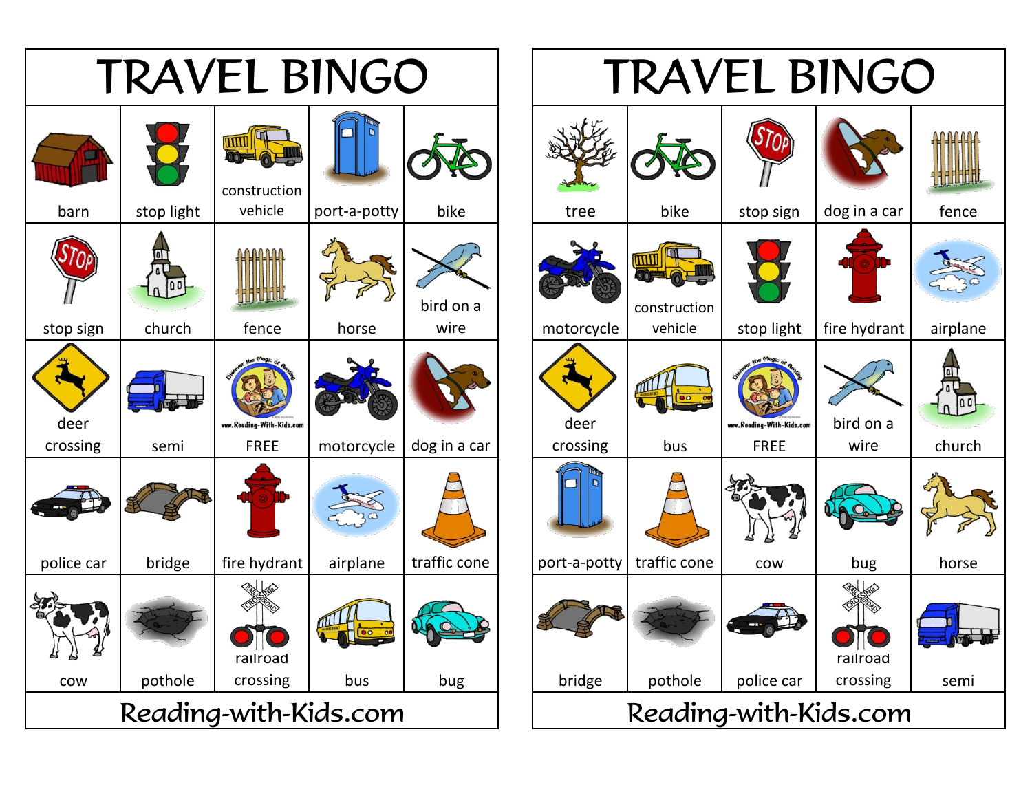# TRAVEL BINGO

| barn | stop light | construction vehicle | port-a-potty | bike |
|---|---|---|---|---|
| stop sign | church | fence | horse | bird on a wire |
| deer crossing | semi | FREE | motorcycle | dog in a car |
| police car | bridge | fire hydrant | airplane | traffic cone |
| cow | pothole | railroad crossing | bus | bug |

Reading-with-Kids.com

# TRAVEL BINGO

| tree | bike | stop sign | dog in a car | fence |
|---|---|---|---|---|
| motorcycle | construction vehicle | stop light | fire hydrant | airplane |
| deer crossing | bus | FREE | bird on a wire | church |
| port-a-potty | traffic cone | cow | bug | horse |
| bridge | pothole | police car | railroad crossing | semi |

Reading-with-Kids.com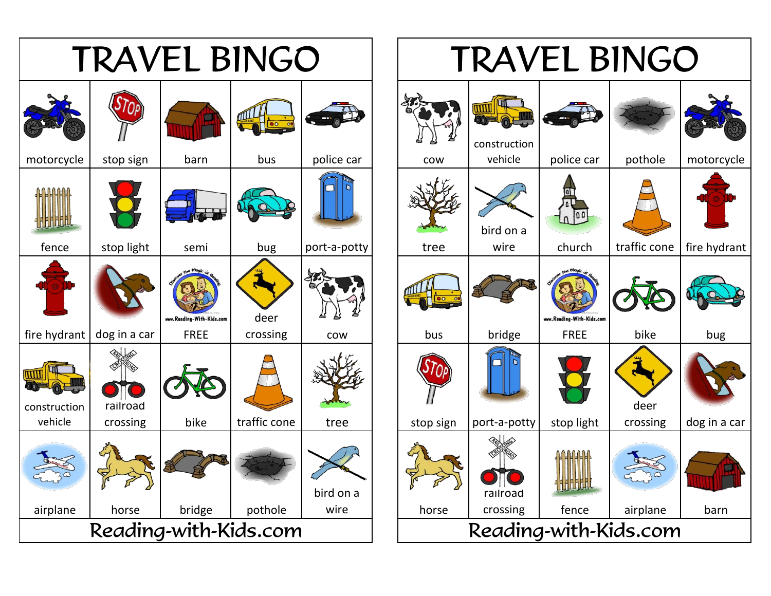# TRAVEL BINGO

| motorcycle | stop sign | barn | bus | police car |
|---|---|---|---|---|
| fence | stop light | semi | bug | port-a-potty |
| fire hydrant | dog in a car | FREE | deer crossing | cow |
| construction vehicle | railroad crossing | bike | traffic cone | tree |
| airplane | horse | bridge | pothole | bird on a wire |

Reading-with-Kids.com

# TRAVEL BINGO

| cow | construction vehicle | police car | pothole | motorcycle |
|---|---|---|---|---|
| tree | bird on a wire | church | traffic cone | fire hydrant |
| bus | bridge | FREE | bike | bug |
| stop sign | port-a-potty | stop light | deer crossing | dog in a car |
| horse | railroad crossing | fence | airplane | barn |

Reading-with-Kids.com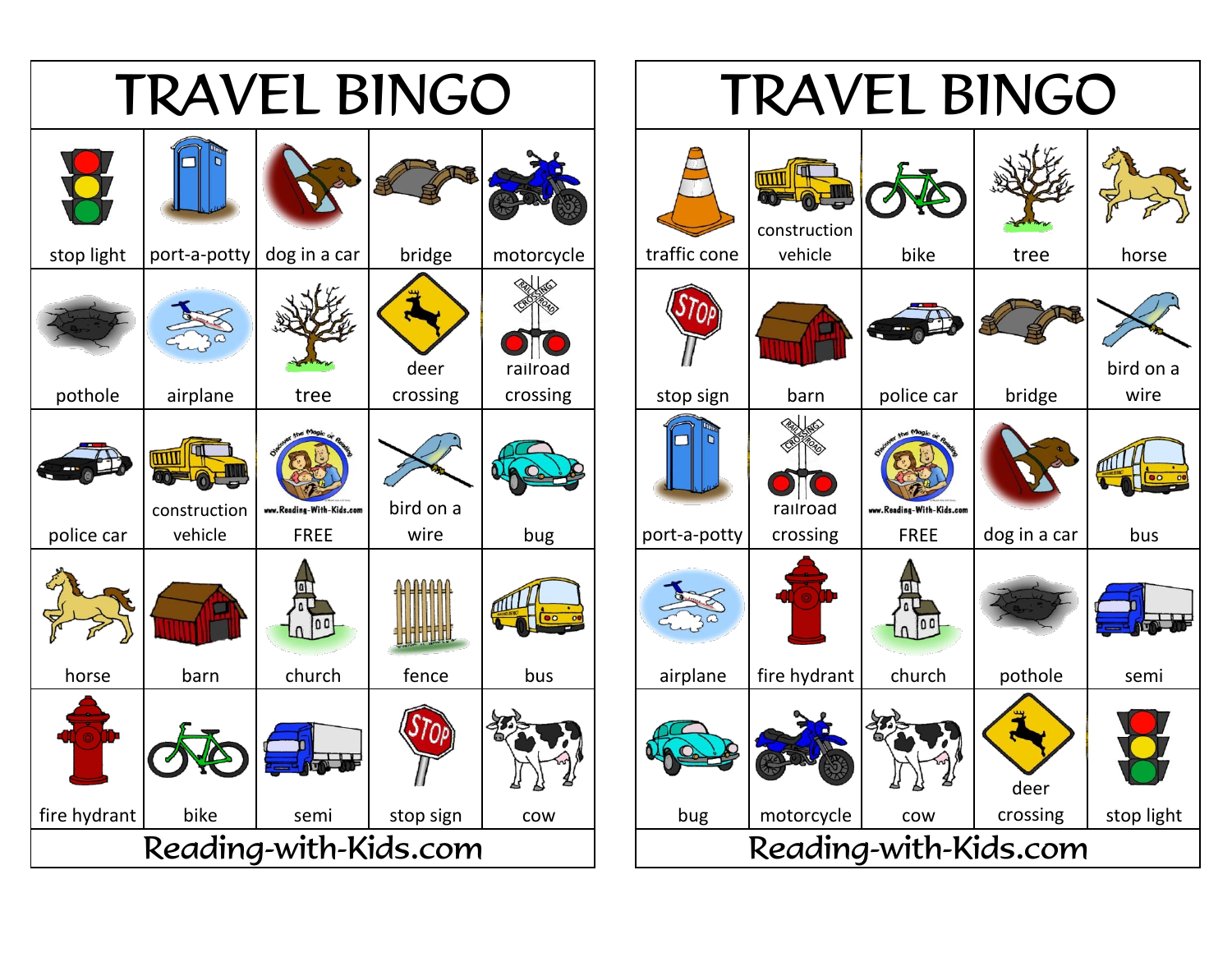# TRAVEL BINGO

| | | | | |
|---|---|---|---|---|
| stop light | port-a-potty | dog in a car | bridge | motorcycle |
| pothole | airplane | tree | deer crossing | railroad crossing |
| police car | construction vehicle | FREE | bird on a wire | bug |
| horse | barn | church | fence | bus |
| fire hydrant | bike | semi | stop sign | cow |

Reading-with-Kids.com

# TRAVEL BINGO

| | | | | |
|---|---|---|---|---|
| traffic cone | construction vehicle | bike | tree | horse |
| stop sign | barn | police car | bridge | bird on a wire |
| port-a-potty | railroad crossing | FREE | dog in a car | bus |
| airplane | fire hydrant | church | pothole | semi |
| bug | motorcycle | cow | deer crossing | stop light |

Reading-with-Kids.com